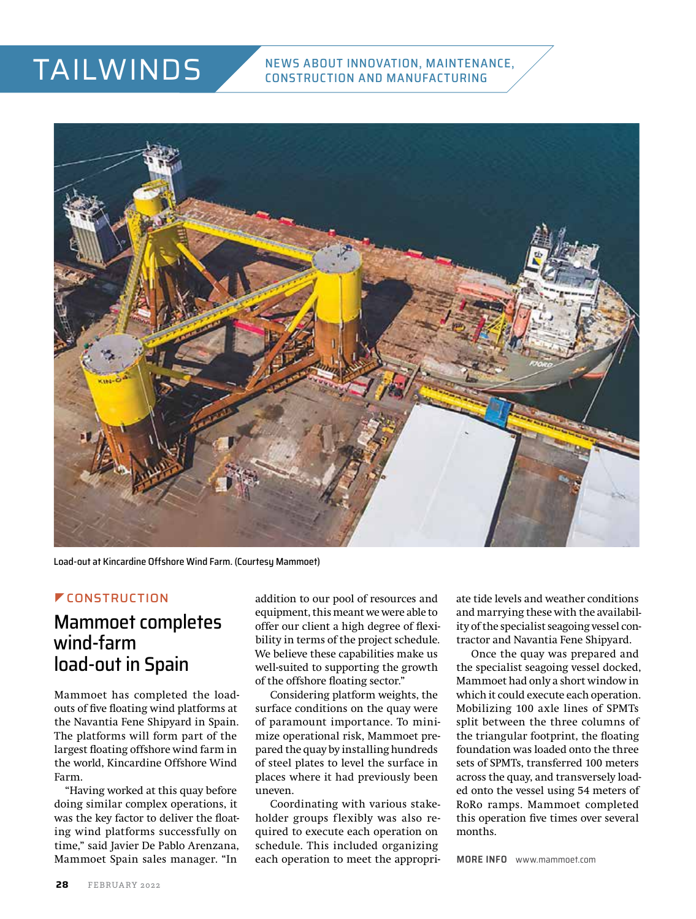# TAILWINDS

NEWS ABOUT INNOVATION, MAINTENANCE, CONSTRUCTION AND MANUFACTURING

Load-out at Kincardine Offshore Wind Farm. (Courtesy Mammoet)

CONSTRUCTION

## Mammoet completes wind-farm load-out in Spain

Mammoet has completed the load-outs of five floating wind platforms at the Navantia Fene Shipyard in Spain. The platforms will form part of the largest floating offshore wind farm in the world, Kincardine Offshore Wind Farm.

"Having worked at this quay before doing similar complex operations, it was the key factor to deliver the floating wind platforms successfully on time," said Javier De Pablo Arenzana, Mammoet Spain sales manager. "In addition to our pool of resources and equipment, this meant we were able to offer our client a high degree of flexibility in terms of the project schedule. We believe these capabilities make us well-suited to supporting the growth of the offshore floating sector."

Considering platform weights, the surface conditions on the quay were of paramount importance. To minimize operational risk, Mammoet prepared the quay by installing hundreds of steel plates to level the surface in places where it had previously been uneven.

Coordinating with various stakeholder groups flexibly was also required to execute each operation on schedule. This included organizing each operation to meet the appropriate tide levels and weather conditions and marrying these with the availability of the specialist seagoing vessel contractor and Navantia Fene Shipyard.

Once the quay was prepared and the specialist seagoing vessel docked, Mammoet had only a short window in which it could execute each operation. Mobilizing 100 axle lines of SPMTs split between the three columns of the triangular footprint, the floating foundation was loaded onto the three sets of SPMTs, transferred 100 meters across the quay, and transversely loaded onto the vessel using 54 meters of RoRo ramps. Mammoet completed this operation five times over several months.

**MORE INFO** www.mammoet.com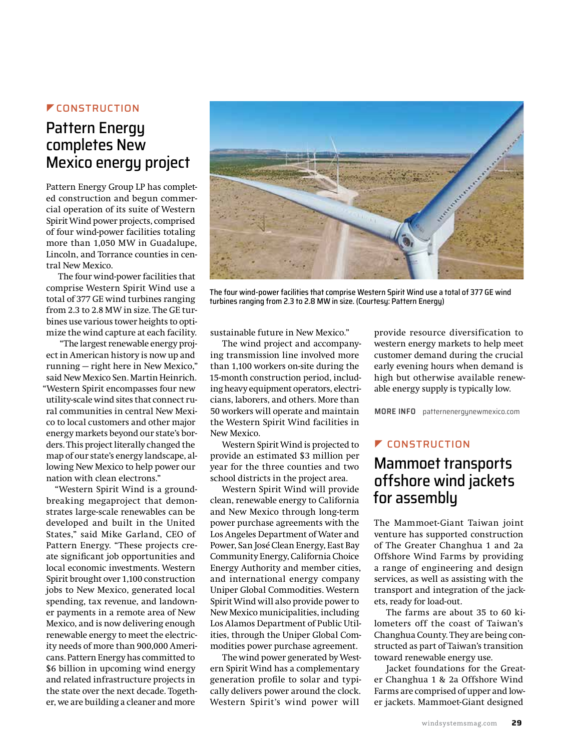CONSTRUCTION

## Pattern Energy completes New Mexico energy project

Pattern Energy Group LP has completed construction and begun commercial operation of its suite of Western Spirit Wind power projects, comprised of four wind-power facilities totaling more than 1,050 MW in Guadalupe, Lincoln, and Torrance counties in central New Mexico.

The four wind-power facilities that comprise Western Spirit Wind use a total of 377 GE wind turbines ranging from 2.3 to 2.8 MW in size. The GE turbines use various tower heights to optimize the wind capture at each facility.

"The largest renewable energy project in American history is now up and running — right here in New Mexico," said New Mexico Sen. Martin Heinrich. "Western Spirit encompasses four new utility-scale wind sites that connect rural communities in central New Mexico to local customers and other major energy markets beyond our state's borders. This project literally changed the map of our state's energy landscape, allowing New Mexico to help power our nation with clean electrons."

"Western Spirit Wind is a groundbreaking megaproject that demonstrates large-scale renewables can be developed and built in the United States," said Mike Garland, CEO of Pattern Energy. "These projects create significant job opportunities and local economic investments. Western Spirit brought over 1,100 construction jobs to New Mexico, generated local spending, tax revenue, and landowner payments in a remote area of New Mexico, and is now delivering enough renewable energy to meet the electricity needs of more than 900,000 Americans. Pattern Energy has committed to $6 billion in upcoming wind energy and related infrastructure projects in the state over the next decade. Together, we are building a cleaner and more sustainable future in New Mexico."

The four wind-power facilities that comprise Western Spirit Wind use a total of 377 GE wind turbines ranging from 2.3 to 2.8 MW in size. (Courtesy: Pattern Energy)

The wind project and accompanying transmission line involved more than 1,100 workers on-site during the 15-month construction period, including heavy equipment operators, electricians, laborers, and others. More than 50 workers will operate and maintain the Western Spirit Wind facilities in New Mexico.

Western Spirit Wind is projected to provide an estimated $3 million per year for the three counties and two school districts in the project area.

Western Spirit Wind will provide clean, renewable energy to California and New Mexico through long-term power purchase agreements with the Los Angeles Department of Water and Power, San José Clean Energy, East Bay Community Energy, California Choice Energy Authority and member cities, and international energy company Uniper Global Commodities. Western Spirit Wind will also provide power to New Mexico municipalities, including Los Alamos Department of Public Utilities, through the Uniper Global Commodities power purchase agreement.

The wind power generated by Western Spirit Wind has a complementary generation profile to solar and typically delivers power around the clock. Western Spirit's wind power will provide resource diversification to western energy markets to help meet customer demand during the crucial early evening hours when demand is high but otherwise available renewable energy supply is typically low.

**MORE INFO** patternenergynewmexico.com

CONSTRUCTION

## Mammoet transports offshore wind jackets for assembly

The Mammoet-Giant Taiwan joint venture has supported construction of The Greater Changhua 1 and 2a Offshore Wind Farms by providing a range of engineering and design services, as well as assisting with the transport and integration of the jackets, ready for load-out.

The farms are about 35 to 60 kilometers off the coast of Taiwan's Changhua County. They are being constructed as part of Taiwan's transition toward renewable energy use.

Jacket foundations for the Greater Changhua 1 & 2a Offshore Wind Farms are comprised of upper and lower jackets. Mammoet-Giant designed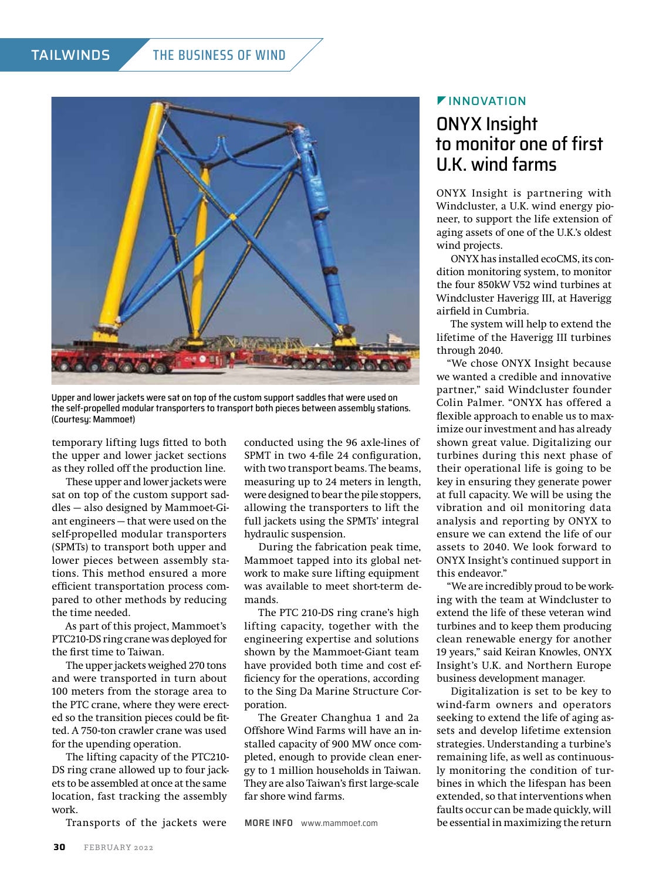Upper and lower jackets were sat on top of the custom support saddles that were used on the self-propelled modular transporters to transport both pieces between assembly stations. (Courtesy: Mammoet)

temporary lifting lugs fitted to both the upper and lower jacket sections as they rolled off the production line.

These upper and lower jackets were sat on top of the custom support saddles — also designed by Mammoet-Giant engineers — that were used on the self-propelled modular transporters (SPMTs) to transport both upper and lower pieces between assembly stations. This method ensured a more efficient transportation process compared to other methods by reducing the time needed.

As part of this project, Mammoet's PTC210-DS ring crane was deployed for the first time to Taiwan.

The upper jackets weighed 270 tons and were transported in turn about 100 meters from the storage area to the PTC crane, where they were erected so the transition pieces could be fitted. A 750-ton crawler crane was used for the upending operation.

The lifting capacity of the PTC210-DS ring crane allowed up to four jackets to be assembled at once at the same location, fast tracking the assembly work.

Transports of the jackets were conducted using the 96 axle-lines of SPMT in two 4-file 24 configuration, with two transport beams. The beams, measuring up to 24 meters in length, were designed to bear the pile stoppers, allowing the transporters to lift the full jackets using the SPMTs' integral hydraulic suspension.

During the fabrication peak time, Mammoet tapped into its global network to make sure lifting equipment was available to meet short-term demands.

The PTC 210-DS ring crane's high lifting capacity, together with the engineering expertise and solutions shown by the Mammoet-Giant team have provided both time and cost efficiency for the operations, according to the Sing Da Marine Structure Corporation.

The Greater Changhua 1 and 2a Offshore Wind Farms will have an installed capacity of 900 MW once completed, enough to provide clean energy to 1 million households in Taiwan. They are also Taiwan's first large-scale far shore wind farms.

**MORE INFO** www.mammoet.com

INNOVATION

## ONYX Insight to monitor one of first U.K. wind farms

ONYX Insight is partnering with Windcluster, a U.K. wind energy pioneer, to support the life extension of aging assets of one of the U.K.'s oldest wind projects.

ONYX has installed ecoCMS, its condition monitoring system, to monitor the four 850kW V52 wind turbines at Windcluster Haverigg III, at Haverigg airfield in Cumbria.

The system will help to extend the lifetime of the Haverigg III turbines through 2040.

"We chose ONYX Insight because we wanted a credible and innovative partner," said Windcluster founder Colin Palmer. "ONYX has offered a flexible approach to enable us to maximize our investment and has already shown great value. Digitalizing our turbines during this next phase of their operational life is going to be key in ensuring they generate power at full capacity. We will be using the vibration and oil monitoring data analysis and reporting by ONYX to ensure we can extend the life of our assets to 2040. We look forward to ONYX Insight's continued support in this endeavor."

"We are incredibly proud to be working with the team at Windcluster to extend the life of these veteran wind turbines and to keep them producing clean renewable energy for another 19 years," said Keiran Knowles, ONYX Insight's U.K. and Northern Europe business development manager.

Digitalization is set to be key to wind-farm owners and operators seeking to extend the life of aging assets and develop lifetime extension strategies. Understanding a turbine's remaining life, as well as continuously monitoring the condition of turbines in which the lifespan has been extended, so that interventions when faults occur can be made quickly, will be essential in maximizing the return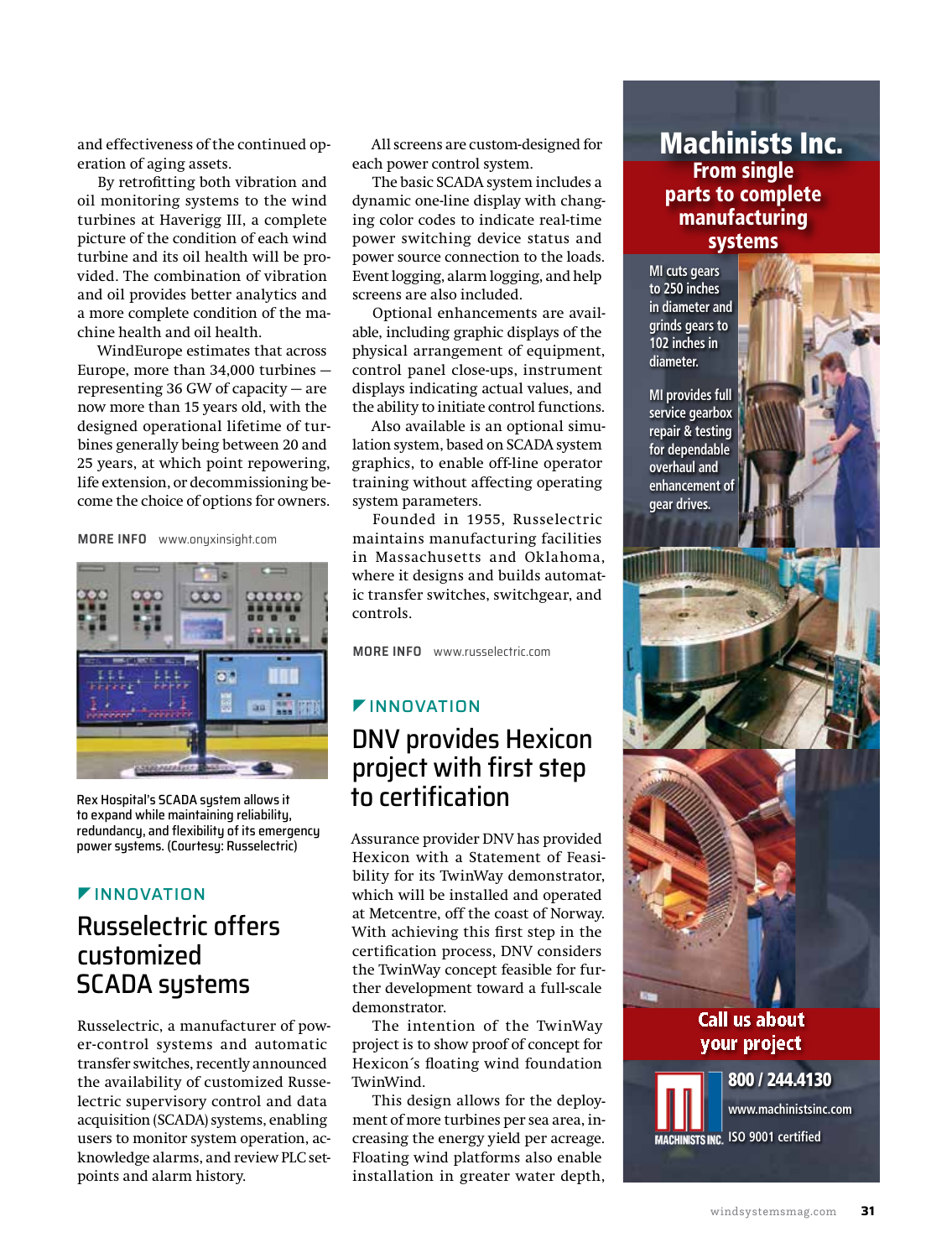and effectiveness of the continued operation of aging assets.

By retrofitting both vibration and oil monitoring systems to the wind turbines at Haverigg III, a complete picture of the condition of each wind turbine and its oil health will be provided. The combination of vibration and oil provides better analytics and a more complete condition of the machine health and oil health.

WindEurope estimates that across Europe, more than 34,000 turbines — representing 36 GW of capacity — are now more than 15 years old, with the designed operational lifetime of turbines generally being between 20 and 25 years, at which point repowering, life extension, or decommissioning become the choice of options for owners.

**MORE INFO** www.onyxinsight.com

Rex Hospital's SCADA system allows it to expand while maintaining reliability, redundancy, and flexibility of its emergency power systems. (Courtesy: Russelectric)

INNOVATION

## Russelectric offers customized SCADA systems

Russelectric, a manufacturer of power-control systems and automatic transfer switches, recently announced the availability of customized Russelectric supervisory control and data acquisition (SCADA) systems, enabling users to monitor system operation, acknowledge alarms, and review PLC setpoints and alarm history.

All screens are custom-designed for each power control system.

The basic SCADA system includes a dynamic one-line display with changing color codes to indicate real-time power switching device status and power source connection to the loads. Event logging, alarm logging, and help screens are also included.

Optional enhancements are available, including graphic displays of the physical arrangement of equipment, control panel close-ups, instrument displays indicating actual values, and the ability to initiate control functions.

Also available is an optional simulation system, based on SCADA system graphics, to enable off-line operator training without affecting operating system parameters.

Founded in 1955, Russelectric maintains manufacturing facilities in Massachusetts and Oklahoma, where it designs and builds automatic transfer switches, switchgear, and controls.

**MORE INFO** www.russelectric.com

INNOVATION

## DNV provides Hexicon project with first step to certification

Assurance provider DNV has provided Hexicon with a Statement of Feasibility for its TwinWay demonstrator, which will be installed and operated at Metcentre, off the coast of Norway. With achieving this first step in the certification process, DNV considers the TwinWay concept feasible for further development toward a full-scale demonstrator.

The intention of the TwinWay project is to show proof of concept for Hexicon´s floating wind foundation TwinWind.

This design allows for the deployment of more turbines per sea area, increasing the energy yield per acreage. Floating wind platforms also enable installation in greater water depth,

**Machinists Inc.**

**From single parts to complete manufacturing systems**

MI cuts gears to 250 inches in diameter and grinds gears to 102 inches in diameter.

MI provides full service gearbox repair & testing for dependable overhaul and enhancement of gear drives.

**Call us about your project**

800 / 244.4130

www.machinistsinc.com

MACHINISTS INC. ISO 9001 certified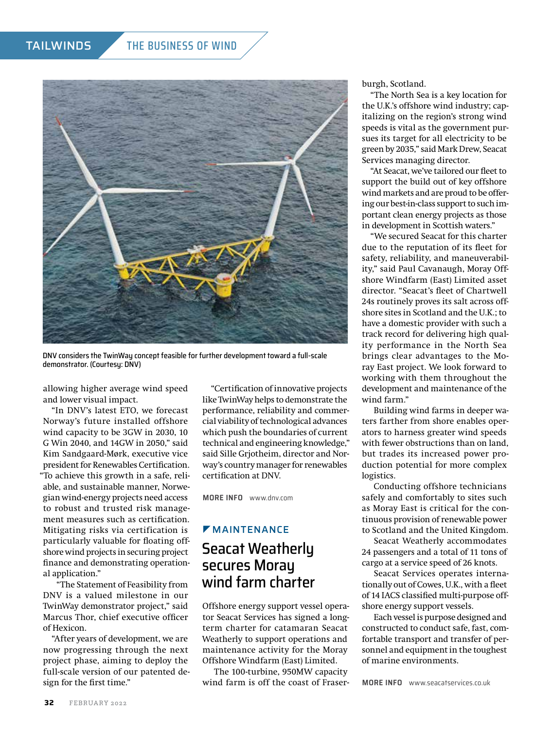DNV considers the TwinWay concept feasible for further development toward a full-scale demonstrator. (Courtesy: DNV)

allowing higher average wind speed and lower visual impact.

"In DNV's latest ETO, we forecast Norway's future installed offshore wind capacity to be 3GW in 2030, 10 G Win 2040, and 14GW in 2050," said Kim Sandgaard-Mørk, executive vice president for Renewables Certification. "To achieve this growth in a safe, reliable, and sustainable manner, Norwegian wind-energy projects need access to robust and trusted risk management measures such as certification. Mitigating risks via certification is particularly valuable for floating offshore wind projects in securing project finance and demonstrating operational application."

"The Statement of Feasibility from DNV is a valued milestone in our TwinWay demonstrator project," said Marcus Thor, chief executive officer of Hexicon.

"After years of development, we are now progressing through the next project phase, aiming to deploy the full-scale version of our patented design for the first time."

"Certification of innovative projects like TwinWay helps to demonstrate the performance, reliability and commercial viability of technological advances which push the boundaries of current technical and engineering knowledge," said Sille Grjotheim, director and Norway's country manager for renewables certification at DNV.

**MORE INFO** www.dnv.com

### MAINTENANCE

## Seacat Weatherly secures Moray wind farm charter

Offshore energy support vessel operator Seacat Services has signed a long-term charter for catamaran Seacat Weatherly to support operations and maintenance activity for the Moray Offshore Windfarm (East) Limited.

The 100-turbine, 950MW capacity wind farm is off the coast of Fraserburgh, Scotland.

"The North Sea is a key location for the U.K.'s offshore wind industry; capitalizing on the region's strong wind speeds is vital as the government pursues its target for all electricity to be green by 2035," said Mark Drew, Seacat Services managing director.

"At Seacat, we've tailored our fleet to support the build out of key offshore wind markets and are proud to be offering our best-in-class support to such important clean energy projects as those in development in Scottish waters."

"We secured Seacat for this charter due to the reputation of its fleet for safety, reliability, and maneuverability," said Paul Cavanaugh, Moray Offshore Windfarm (East) Limited asset director. "Seacat's fleet of Chartwell 24s routinely proves its salt across offshore sites in Scotland and the U.K.; to have a domestic provider with such a track record for delivering high quality performance in the North Sea brings clear advantages to the Moray East project. We look forward to working with them throughout the development and maintenance of the wind farm."

Building wind farms in deeper waters farther from shore enables operators to harness greater wind speeds with fewer obstructions than on land, but trades its increased power production potential for more complex logistics.

Conducting offshore technicians safely and comfortably to sites such as Moray East is critical for the continuous provision of renewable power to Scotland and the United Kingdom.

Seacat Weatherly accommodates 24 passengers and a total of 11 tons of cargo at a service speed of 26 knots.

Seacat Services operates internationally out of Cowes, U.K., with a fleet of 14 IACS classified multi-purpose offshore energy support vessels.

Each vessel is purpose designed and constructed to conduct safe, fast, comfortable transport and transfer of personnel and equipment in the toughest of marine environments.

**MORE INFO** www.seacatservices.co.uk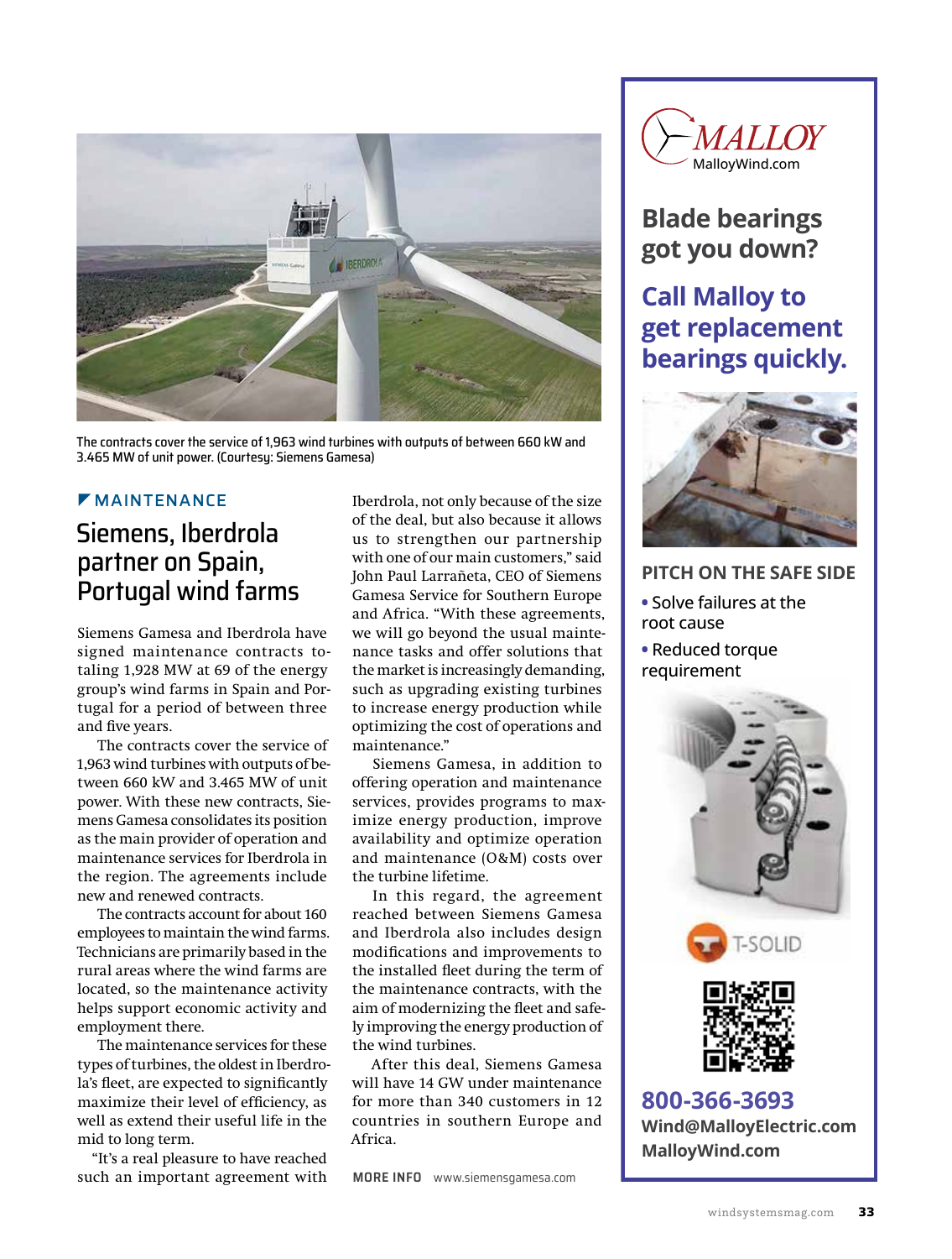The contracts cover the service of 1,963 wind turbines with outputs of between 660 kW and 3.465 MW of unit power. (Courtesy: Siemens Gamesa)

MAINTENANCE

## Siemens, Iberdrola partner on Spain, Portugal wind farms

Siemens Gamesa and Iberdrola have signed maintenance contracts totaling 1,928 MW at 69 of the energy group's wind farms in Spain and Portugal for a period of between three and five years.

The contracts cover the service of 1,963 wind turbines with outputs of between 660 kW and 3.465 MW of unit power. With these new contracts, Siemens Gamesa consolidates its position as the main provider of operation and maintenance services for Iberdrola in the region. The agreements include new and renewed contracts.

The contracts account for about 160 employees to maintain the wind farms. Technicians are primarily based in the rural areas where the wind farms are located, so the maintenance activity helps support economic activity and employment there.

The maintenance services for these types of turbines, the oldest in Iberdrola's fleet, are expected to significantly maximize their level of efficiency, as well as extend their useful life in the mid to long term.

"It's a real pleasure to have reached such an important agreement with Iberdrola, not only because of the size of the deal, but also because it allows us to strengthen our partnership with one of our main customers," said John Paul Larrañeta, CEO of Siemens Gamesa Service for Southern Europe and Africa. "With these agreements, we will go beyond the usual maintenance tasks and offer solutions that the market is increasingly demanding, such as upgrading existing turbines to increase energy production while optimizing the cost of operations and maintenance."

Siemens Gamesa, in addition to offering operation and maintenance services, provides programs to maximize energy production, improve availability and optimize operation and maintenance (O&M) costs over the turbine lifetime.

In this regard, the agreement reached between Siemens Gamesa and Iberdrola also includes design modifications and improvements to the installed fleet during the term of the maintenance contracts, with the aim of modernizing the fleet and safely improving the energy production of the wind turbines.

After this deal, Siemens Gamesa will have 14 GW under maintenance for more than 340 customers in 12 countries in southern Europe and Africa.

**MORE INFO** www.siemensgamesa.com

---

MALLOY
MalloyWind.com

## Blade bearings got you down?

## Call Malloy to get replacement bearings quickly.

### PITCH ON THE SAFE SIDE

- Solve failures at the root cause
- Reduced torque requirement

T-SOLID

**800-366-3693**
**Wind@MalloyElectric.com**
**MalloyWind.com**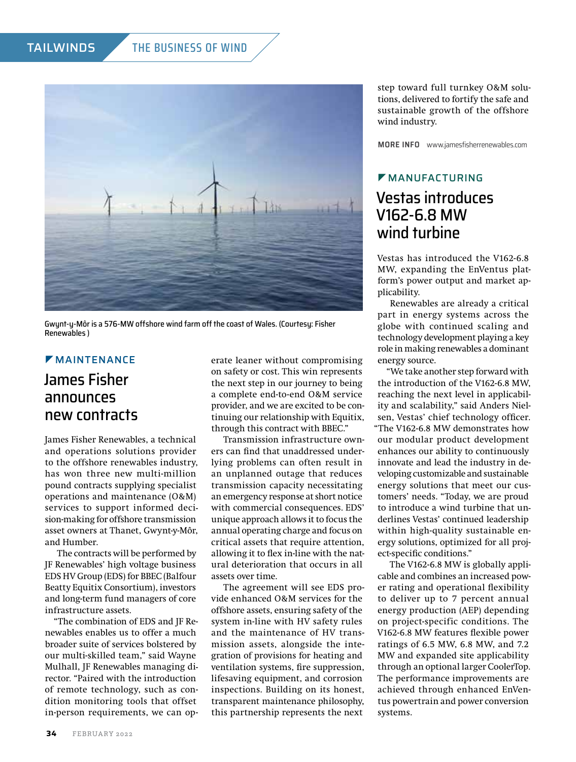Gwynt-y-Môr is a 576-MW offshore wind farm off the coast of Wales. (Courtesy: Fisher Renewables )

## MAINTENANCE

# James Fisher announces new contracts

James Fisher Renewables, a technical and operations solutions provider to the offshore renewables industry, has won three new multi-million pound contracts supplying specialist operations and maintenance (O&M) services to support informed decision-making for offshore transmission asset owners at Thanet, Gwynt-y-Môr, and Humber.

The contracts will be performed by JF Renewables' high voltage business EDS HV Group (EDS) for BBEC (Balfour Beatty Equitix Consortium), investors and long-term fund managers of core infrastructure assets.

"The combination of EDS and JF Renewables enables us to offer a much broader suite of services bolstered by our multi-skilled team," said Wayne Mulhall, JF Renewables managing director. "Paired with the introduction of remote technology, such as condition monitoring tools that offset in-person requirements, we can operate leaner without compromising on safety or cost. This win represents the next step in our journey to being a complete end-to-end O&M service provider, and we are excited to be continuing our relationship with Equitix, through this contract with BBEC."

Transmission infrastructure owners can find that unaddressed underlying problems can often result in an unplanned outage that reduces transmission capacity necessitating an emergency response at short notice with commercial consequences. EDS' unique approach allows it to focus the annual operating charge and focus on critical assets that require attention, allowing it to flex in-line with the natural deterioration that occurs in all assets over time.

The agreement will see EDS provide enhanced O&M services for the offshore assets, ensuring safety of the system in-line with HV safety rules and the maintenance of HV transmission assets, alongside the integration of provisions for heating and ventilation systems, fire suppression, lifesaving equipment, and corrosion inspections. Building on its honest, transparent maintenance philosophy, this partnership represents the next step toward full turnkey O&M solutions, delivered to fortify the safe and sustainable growth of the offshore wind industry.

**MORE INFO** www.jamesfisherrenewables.com

## MANUFACTURING

# Vestas introduces V162-6.8 MW wind turbine

Vestas has introduced the V162-6.8 MW, expanding the EnVentus platform's power output and market applicability.

Renewables are already a critical part in energy systems across the globe with continued scaling and technology development playing a key role in making renewables a dominant energy source.

"We take another step forward with the introduction of the V162-6.8 MW, reaching the next level in applicability and scalability," said Anders Nielsen, Vestas' chief technology officer. "The V162-6.8 MW demonstrates how our modular product development enhances our ability to continuously innovate and lead the industry in developing customizable and sustainable energy solutions that meet our customers' needs. "Today, we are proud to introduce a wind turbine that underlines Vestas' continued leadership within high-quality sustainable energy solutions, optimized for all project-specific conditions."

The V162-6.8 MW is globally applicable and combines an increased power rating and operational flexibility to deliver up to 7 percent annual energy production (AEP) depending on project-specific conditions. The V162-6.8 MW features flexible power ratings of 6.5 MW, 6.8 MW, and 7.2 MW and expanded site applicability through an optional larger CoolerTop. The performance improvements are achieved through enhanced EnVentus powertrain and power conversion systems.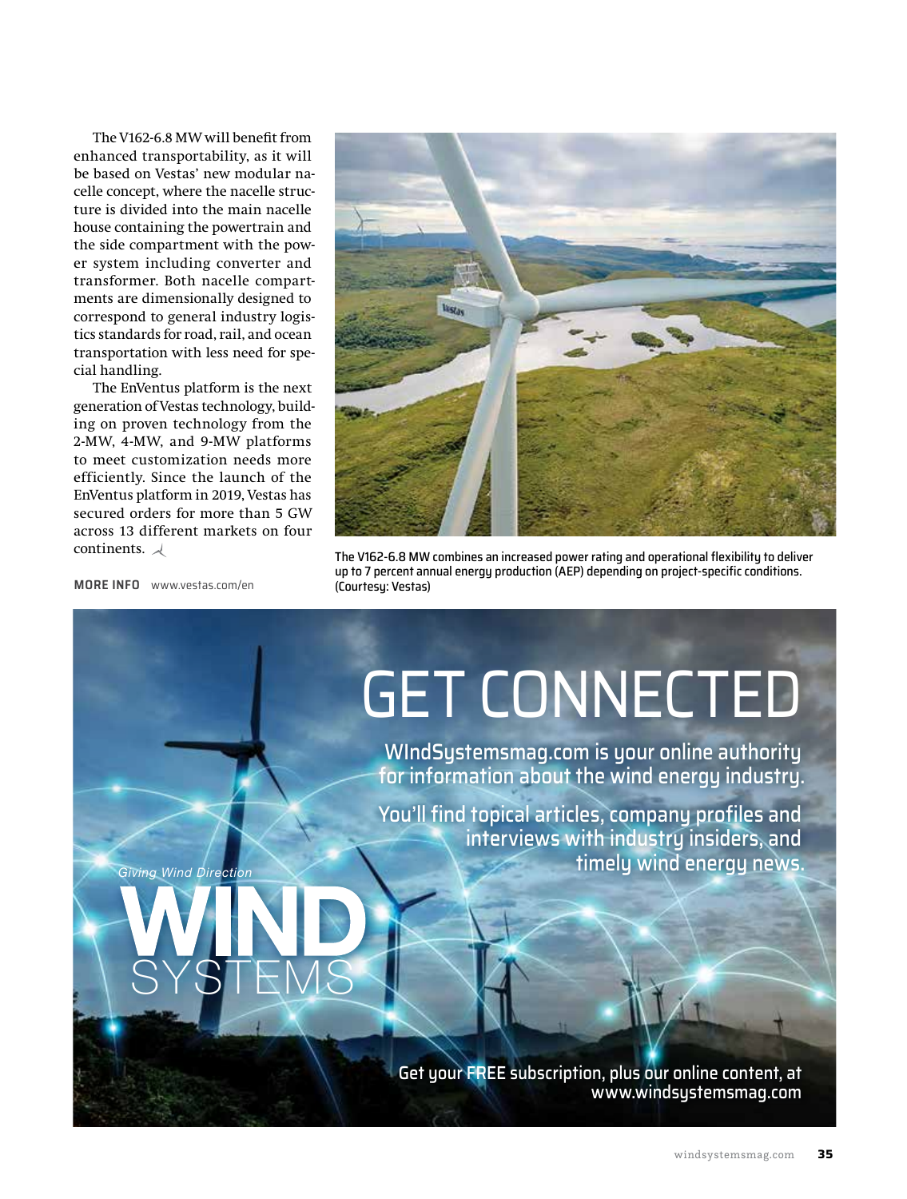The V162-6.8 MW will benefit from enhanced transportability, as it will be based on Vestas' new modular nacelle concept, where the nacelle structure is divided into the main nacelle house containing the powertrain and the side compartment with the power system including converter and transformer. Both nacelle compartments are dimensionally designed to correspond to general industry logistics standards for road, rail, and ocean transportation with less need for special handling.

The EnVentus platform is the next generation of Vestas technology, building on proven technology from the 2-MW, 4-MW, and 9-MW platforms to meet customization needs more efficiently. Since the launch of the EnVentus platform in 2019, Vestas has secured orders for more than 5 GW across 13 different markets on four continents.

**MORE INFO** www.vestas.com/en

The V162-6.8 MW combines an increased power rating and operational flexibility to deliver up to 7 percent annual energy production (AEP) depending on project-specific conditions. (Courtesy: Vestas)

# GET CONNECTED

WIndSystemsmag.com is your online authority for information about the wind energy industry.

You'll find topical articles, company profiles and interviews with industry insiders, and timely wind energy news.

*Giving Wind Direction*

**WIND** SYSTEMS

Get your FREE subscription, plus our online content, at www.windsystemsmag.com